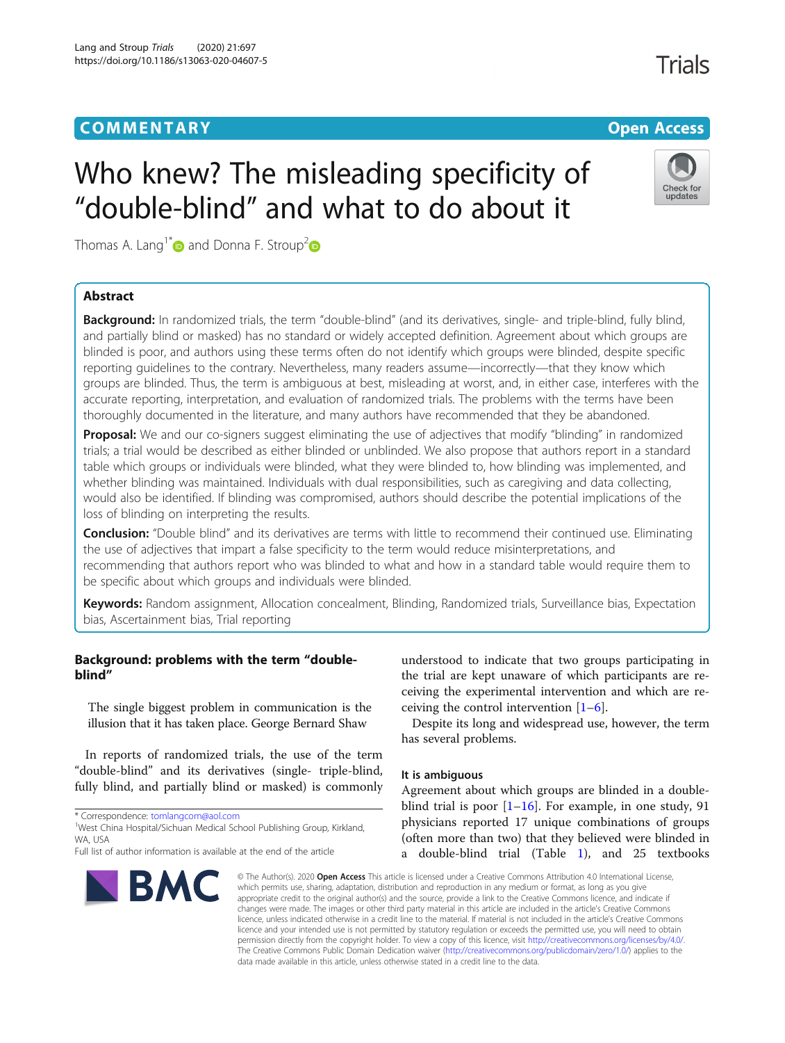COMMENTARY

Open Access

# Who knew? The misleading specificity of "double-blind" and what to do about it

Thomas A. Lang[1*] and Donna F. Stroup[2]

## Abstract

**Background:** In randomized trials, the term "double-blind" (and its derivatives, single- and triple-blind, fully blind, and partially blind or masked) has no standard or widely accepted definition. Agreement about which groups are blinded is poor, and authors using these terms often do not identify which groups were blinded, despite specific reporting guidelines to the contrary. Nevertheless, many readers assume—incorrectly—that they know which groups are blinded. Thus, the term is ambiguous at best, misleading at worst, and, in either case, interferes with the accurate reporting, interpretation, and evaluation of randomized trials. The problems with the terms have been thoroughly documented in the literature, and many authors have recommended that they be abandoned.

**Proposal:** We and our co-signers suggest eliminating the use of adjectives that modify "blinding" in randomized trials; a trial would be described as either blinded or unblinded. We also propose that authors report in a standard table which groups or individuals were blinded, what they were blinded to, how blinding was implemented, and whether blinding was maintained. Individuals with dual responsibilities, such as caregiving and data collecting, would also be identified. If blinding was compromised, authors should describe the potential implications of the loss of blinding on interpreting the results.

**Conclusion:** "Double blind" and its derivatives are terms with little to recommend their continued use. Eliminating the use of adjectives that impart a false specificity to the term would reduce misinterpretations, and recommending that authors report who was blinded to what and how in a standard table would require them to be specific about which groups and individuals were blinded.

**Keywords:** Random assignment, Allocation concealment, Blinding, Randomized trials, Surveillance bias, Expectation bias, Ascertainment bias, Trial reporting

## Background: problems with the term "double-blind"

> The single biggest problem in communication is the illusion that it has taken place. George Bernard Shaw

In reports of randomized trials, the use of the term "double-blind" and its derivatives (single- triple-blind, fully blind, and partially blind or masked) is commonly understood to indicate that two groups participating in the trial are kept unaware of which participants are receiving the experimental intervention and which are receiving the control intervention [1–6].

Despite its long and widespread use, however, the term has several problems.

### It is ambiguous

Agreement about which groups are blinded in a double-blind trial is poor [1–16]. For example, in one study, 91 physicians reported 17 unique combinations of groups (often more than two) that they believed were blinded in a double-blind trial (Table 1), and 25 textbooks

\* Correspondence: tomlangcom@aol.com

[1]West China Hospital/Sichuan Medical School Publishing Group, Kirkland, WA, USA

Full list of author information is available at the end of the article

© The Author(s). 2020 **Open Access** This article is licensed under a Creative Commons Attribution 4.0 International License, which permits use, sharing, adaptation, distribution and reproduction in any medium or format, as long as you give appropriate credit to the original author(s) and the source, provide a link to the Creative Commons licence, and indicate if changes were made. The images or other third party material in this article are included in the article's Creative Commons licence, unless indicated otherwise in a credit line to the material. If material is not included in the article's Creative Commons licence and your intended use is not permitted by statutory regulation or exceeds the permitted use, you will need to obtain permission directly from the copyright holder. To view a copy of this licence, visit http://creativecommons.org/licenses/by/4.0/. The Creative Commons Public Domain Dedication waiver (http://creativecommons.org/publicdomain/zero/1.0/) applies to the data made available in this article, unless otherwise stated in a credit line to the data.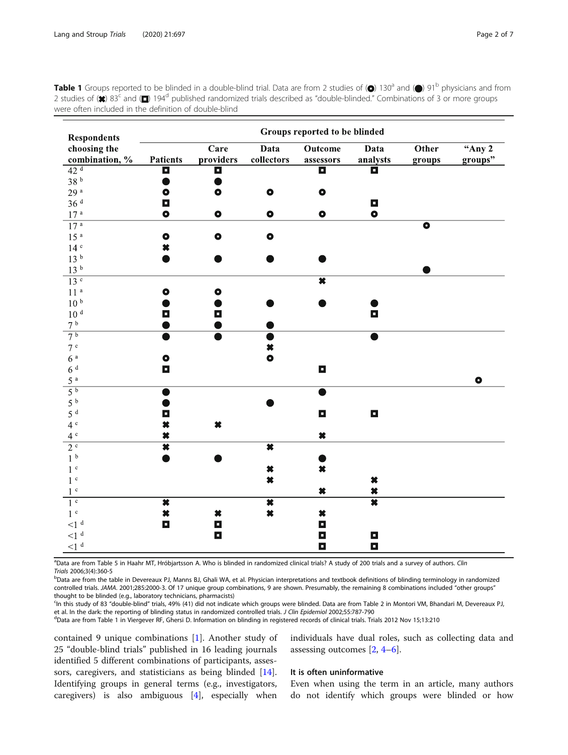**Table 1** Groups reported to be blinded in a double-blind trial. Data are from 2 studies of (⊙) 130[a] and (●) 91[b] physicians and from 2 studies of (✖) 83[c] and (▣) 194[d] published randomized trials described as "double-blinded." Combinations of 3 or more groups were often included in the definition of double-blind

| Respondents choosing the combination, % | Groups reported to be blinded | | | | | | |
|---|---|---|---|---|---|---|---|
| | Patients | Care providers | Data collectors | Outcome assessors | Data analysts | Other groups | "Any 2 groups" |
| 42 [d] | ▣ | ▣ | | ▣ | ▣ | | |
| 38 [b] | ● | ● | | | | | |
| 29 [a] | ⊙ | ⊙ | ⊙ | ⊙ | | | |
| 36 [d] | ▣ | | | | ▣ | | |
| 17 [a] | ⊙ | ⊙ | ⊙ | ⊙ | ⊙ | | |
| 17 [a] | | | | | | ⊙ | |
| 15 [a] | ⊙ | ⊙ | ⊙ | | | | |
| 14 [c] | ✖ | | | | | | |
| 13 [b] | ● | ● | ● | ● | | | |
| 13 [b] | | | | | | ● | |
| 13 [c] | | | | ✖ | | | |
| 11 [a] | ⊙ | ⊙ | | | | | |
| 10 [b] | ● | ● | ● | ● | ● | | |
| 10 [d] | ▣ | ▣ | | | ▣ | | |
| 7 [b] | ● | ● | ● | | | | |
| 7 [b] | ● | ● | ● | | ● | | |
| 7 [c] | | | ✖ | | | | |
| 6 [a] | ⊙ | | ⊙ | | | | |
| 6 [d] | ▣ | | | ▣ | | | |
| 5 [a] | | | | | | | ⊙ |
| 5 [b] | ● | | | ● | | | |
| 5 [b] | ● | | ● | | | | |
| 5 [d] | ▣ | | | ▣ | ▣ | | |
| 4 [c] | ✖ | ✖ | | | | | |
| 4 [c] | ✖ | | | ✖ | | | |
| 2 [c] | ✖ | | ✖ | | | | |
| 1 [b] | ● | ● | | ● | | | |
| 1 [c] | | | ✖ | ✖ | | | |
| 1 [c] | | | ✖ | | ✖ | | |
| 1 [c] | | | | ✖ | ✖ | | |
| 1 [c] | ✖ | | ✖ | | ✖ | | |
| 1 [c] | ✖ | ✖ | ✖ | ✖ | | | |
| <1 [d] | ▣ | ▣ | | ▣ | | | |
| <1 [d] | | ▣ | | ▣ | ▣ | | |
| <1 [d] | | | | ▣ | ▣ | | |

[a]Data are from Table 5 in Haahr MT, Hróbjartsson A. Who is blinded in randomized clinical trials? A study of 200 trials and a survey of authors. *Clin Trials* 2006;3(4):360-5

[b]Data are from the table in Devereaux PJ, Manns BJ, Ghali WA, et al. Physician interpretations and textbook definitions of blinding terminology in randomized controlled trials. *JAMA*. 2001;285:2000-3. Of 17 unique group combinations, 9 are shown. Presumably, the remaining 8 combinations included "other groups" thought to be blinded (e.g., laboratory technicians, pharmacists)

[c]In this study of 83 "double-blind" trials, 49% (41) did not indicate which groups were blinded. Data are from Table 2 in Montori VM, Bhandari M, Devereaux PJ, et al. In the dark: the reporting of blinding status in randomized controlled trials. *J Clin Epidemiol* 2002;55:787-790

[d]Data are from Table 1 in Viergever RF, Ghersi D. Information on blinding in registered records of clinical trials. Trials 2012 Nov 15;13:210

contained 9 unique combinations [1]. Another study of 25 "double-blind trials" published in 16 leading journals identified 5 different combinations of participants, assessors, caregivers, and statisticians as being blinded [14]. Identifying groups in general terms (e.g., investigators, caregivers) is also ambiguous [4], especially when individuals have dual roles, such as collecting data and assessing outcomes [2, 4–6].

### It is often uninformative

Even when using the term in an article, many authors do not identify which groups were blinded or how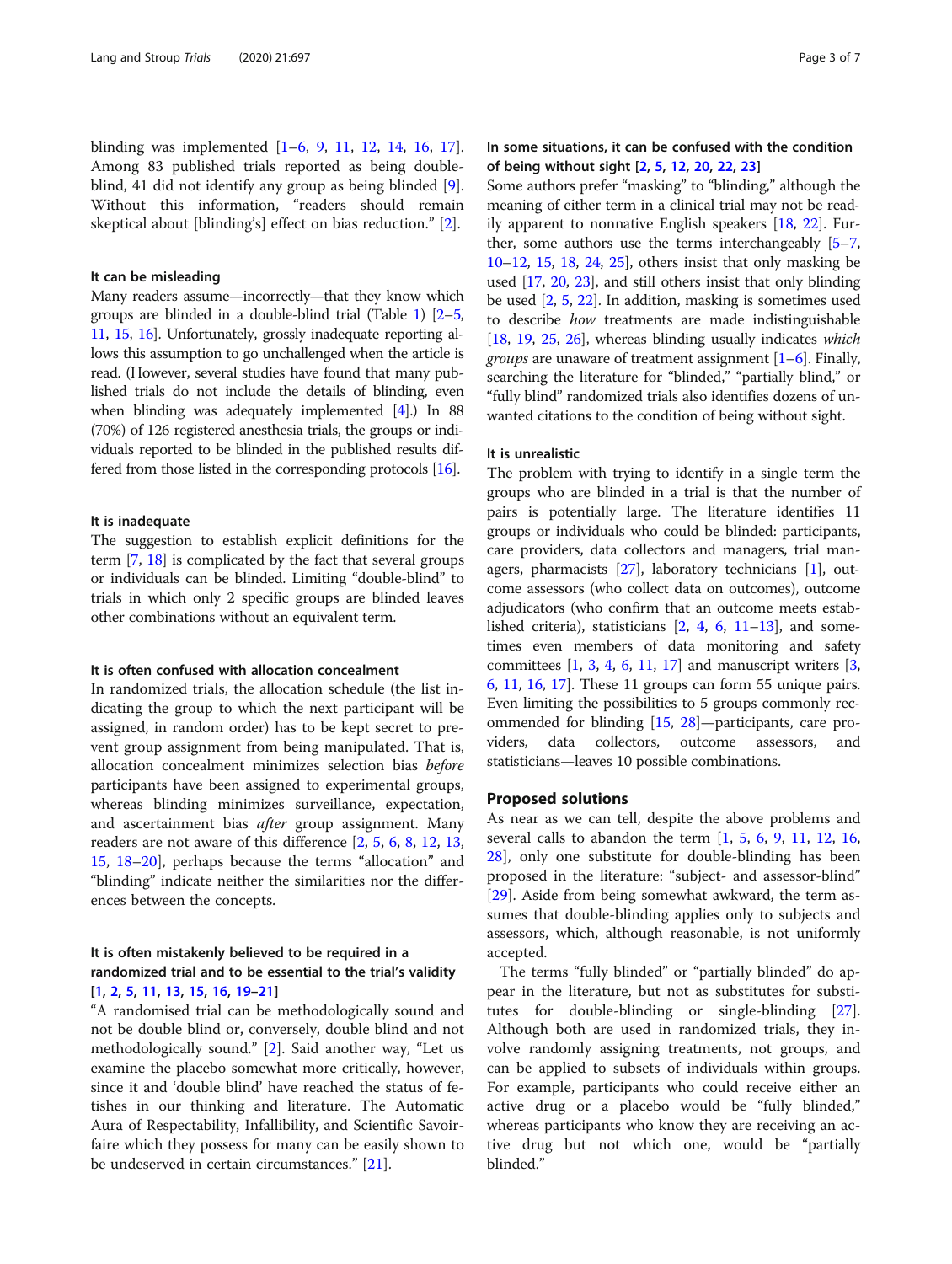blinding was implemented [1–6, 9, 11, 12, 14, 16, 17]. Among 83 published trials reported as being double-blind, 41 did not identify any group as being blinded [9]. Without this information, "readers should remain skeptical about [blinding's] effect on bias reduction." [2].

### It can be misleading

Many readers assume—incorrectly—that they know which groups are blinded in a double-blind trial (Table 1) [2–5, 11, 15, 16]. Unfortunately, grossly inadequate reporting allows this assumption to go unchallenged when the article is read. (However, several studies have found that many published trials do not include the details of blinding, even when blinding was adequately implemented [4].) In 88 (70%) of 126 registered anesthesia trials, the groups or individuals reported to be blinded in the published results differed from those listed in the corresponding protocols [16].

### It is inadequate

The suggestion to establish explicit definitions for the term [7, 18] is complicated by the fact that several groups or individuals can be blinded. Limiting "double-blind" to trials in which only 2 specific groups are blinded leaves other combinations without an equivalent term.

### It is often confused with allocation concealment

In randomized trials, the allocation schedule (the list indicating the group to which the next participant will be assigned, in random order) has to be kept secret to prevent group assignment from being manipulated. That is, allocation concealment minimizes selection bias *before* participants have been assigned to experimental groups, whereas blinding minimizes surveillance, expectation, and ascertainment bias *after* group assignment. Many readers are not aware of this difference [2, 5, 6, 8, 12, 13, 15, 18–20], perhaps because the terms "allocation" and "blinding" indicate neither the similarities nor the differences between the concepts.

### It is often mistakenly believed to be required in a randomized trial and to be essential to the trial's validity [1, 2, 5, 11, 13, 15, 16, 19–21]

"A randomised trial can be methodologically sound and not be double blind or, conversely, double blind and not methodologically sound." [2]. Said another way, "Let us examine the placebo somewhat more critically, however, since it and 'double blind' have reached the status of fetishes in our thinking and literature. The Automatic Aura of Respectability, Infallibility, and Scientific Savoir-faire which they possess for many can be easily shown to be undeserved in certain circumstances." [21].

### In some situations, it can be confused with the condition of being without sight [2, 5, 12, 20, 22, 23]

Some authors prefer "masking" to "blinding," although the meaning of either term in a clinical trial may not be readily apparent to nonnative English speakers [18, 22]. Further, some authors use the terms interchangeably [5–7, 10–12, 15, 18, 24, 25], others insist that only masking be used [17, 20, 23], and still others insist that only blinding be used [2, 5, 22]. In addition, masking is sometimes used to describe *how* treatments are made indistinguishable [18, 19, 25, 26], whereas blinding usually indicates *which groups* are unaware of treatment assignment [1–6]. Finally, searching the literature for "blinded," "partially blind," or "fully blind" randomized trials also identifies dozens of unwanted citations to the condition of being without sight.

### It is unrealistic

The problem with trying to identify in a single term the groups who are blinded in a trial is that the number of pairs is potentially large. The literature identifies 11 groups or individuals who could be blinded: participants, care providers, data collectors and managers, trial managers, pharmacists [27], laboratory technicians [1], outcome assessors (who collect data on outcomes), outcome adjudicators (who confirm that an outcome meets established criteria), statisticians [2, 4, 6, 11–13], and sometimes even members of data monitoring and safety committees [1, 3, 4, 6, 11, 17] and manuscript writers [3, 6, 11, 16, 17]. These 11 groups can form 55 unique pairs. Even limiting the possibilities to 5 groups commonly recommended for blinding [15, 28]—participants, care providers, data collectors, outcome assessors, and statisticians—leaves 10 possible combinations.

## Proposed solutions

As near as we can tell, despite the above problems and several calls to abandon the term [1, 5, 6, 9, 11, 12, 16, 28], only one substitute for double-blinding has been proposed in the literature: "subject- and assessor-blind" [29]. Aside from being somewhat awkward, the term assumes that double-blinding applies only to subjects and assessors, which, although reasonable, is not uniformly accepted.

The terms "fully blinded" or "partially blinded" do appear in the literature, but not as substitutes for substitutes for double-blinding or single-blinding [27]. Although both are used in randomized trials, they involve randomly assigning treatments, not groups, and can be applied to subsets of individuals within groups. For example, participants who could receive either an active drug or a placebo would be "fully blinded," whereas participants who know they are receiving an active drug but not which one, would be "partially blinded."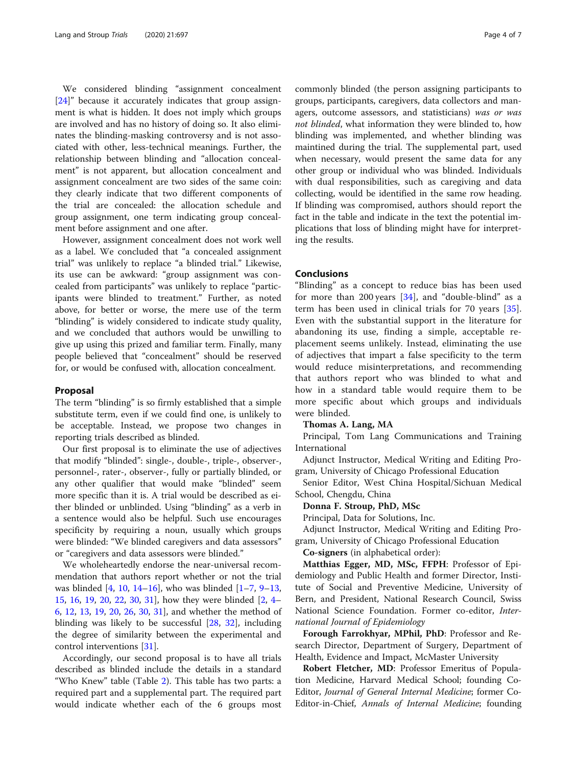We considered blinding "assignment concealment [24]" because it accurately indicates that group assignment is what is hidden. It does not imply which groups are involved and has no history of doing so. It also eliminates the blinding-masking controversy and is not associated with other, less-technical meanings. Further, the relationship between blinding and "allocation concealment" is not apparent, but allocation concealment and assignment concealment are two sides of the same coin: they clearly indicate that two different components of the trial are concealed: the allocation schedule and group assignment, one term indicating group concealment before assignment and one after.

However, assignment concealment does not work well as a label. We concluded that "a concealed assignment trial" was unlikely to replace "a blinded trial." Likewise, its use can be awkward: "group assignment was concealed from participants" was unlikely to replace "participants were blinded to treatment." Further, as noted above, for better or worse, the mere use of the term "blinding" is widely considered to indicate study quality, and we concluded that authors would be unwilling to give up using this prized and familiar term. Finally, many people believed that "concealment" should be reserved for, or would be confused with, allocation concealment.

## Proposal

The term "blinding" is so firmly established that a simple substitute term, even if we could find one, is unlikely to be acceptable. Instead, we propose two changes in reporting trials described as blinded.

Our first proposal is to eliminate the use of adjectives that modify "blinded": single-, double-, triple-, observer-, personnel-, rater-, observer-, fully or partially blinded, or any other qualifier that would make "blinded" seem more specific than it is. A trial would be described as either blinded or unblinded. Using "blinding" as a verb in a sentence would also be helpful. Such use encourages specificity by requiring a noun, usually which groups were blinded: "We blinded caregivers and data assessors" or "caregivers and data assessors were blinded."

We wholeheartedly endorse the near-universal recommendation that authors report whether or not the trial was blinded [4, 10, 14–16], who was blinded [1–7, 9–13, 15, 16, 19, 20, 22, 30, 31], how they were blinded [2, 4–6, 12, 13, 19, 20, 26, 30, 31], and whether the method of blinding was likely to be successful [28, 32], including the degree of similarity between the experimental and control interventions [31].

Accordingly, our second proposal is to have all trials described as blinded include the details in a standard "Who Knew" table (Table 2). This table has two parts: a required part and a supplemental part. The required part would indicate whether each of the 6 groups most commonly blinded (the person assigning participants to groups, participants, caregivers, data collectors and managers, outcome assessors, and statisticians) *was or was not blinded*, what information they were blinded to, how blinding was implemented, and whether blinding was maintined during the trial. The supplemental part, used when necessary, would present the same data for any other group or individual who was blinded. Individuals with dual responsibilities, such as caregiving and data collecting, would be identified in the same row heading. If blinding was compromised, authors should report the fact in the table and indicate in the text the potential implications that loss of blinding might have for interpreting the results.

## Conclusions

"Blinding" as a concept to reduce bias has been used for more than 200 years [34], and "double-blind" as a term has been used in clinical trials for 70 years [35]. Even with the substantial support in the literature for abandoning its use, finding a simple, acceptable replacement seems unlikely. Instead, eliminating the use of adjectives that impart a false specificity to the term would reduce misinterpretations, and recommending that authors report who was blinded to what and how in a standard table would require them to be more specific about which groups and individuals were blinded.

**Thomas A. Lang, MA**

Principal, Tom Lang Communications and Training International

Adjunct Instructor, Medical Writing and Editing Program, University of Chicago Professional Education

Senior Editor, West China Hospital/Sichuan Medical School, Chengdu, China

**Donna F. Stroup, PhD, MSc**

Principal, Data for Solutions, Inc.

Adjunct Instructor, Medical Writing and Editing Program, University of Chicago Professional Education

**Co-signers** (in alphabetical order):

**Matthias Egger, MD, MSc, FFPH**: Professor of Epidemiology and Public Health and former Director, Institute of Social and Preventive Medicine, University of Bern, and President, National Research Council, Swiss National Science Foundation. Former co-editor, *International Journal of Epidemiology*

**Forough Farrokhyar, MPhil, PhD**: Professor and Research Director, Department of Surgery, Department of Health, Evidence and Impact, McMaster University

**Robert Fletcher, MD**: Professor Emeritus of Population Medicine, Harvard Medical School; founding Co-Editor, *Journal of General Internal Medicine*; former Co-Editor-in-Chief, *Annals of Internal Medicine*; founding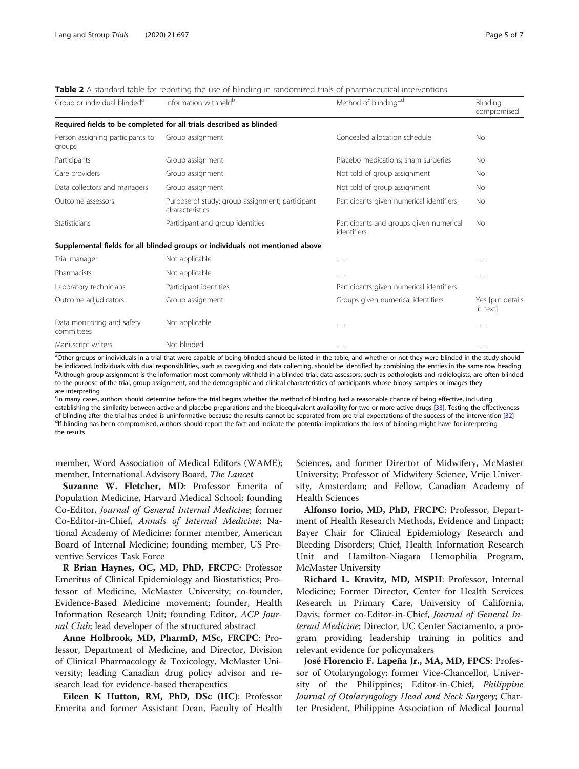**Table 2** A standard table for reporting the use of blinding in randomized trials of pharmaceutical interventions

| Group or individual blinded[a] | Information withheld[b] | Method of blinding[c,d] | Blinding compromised |
|---|---|---|---|
| **Required fields to be completed for all trials described as blinded** | | | |
| Person assigning participants to groups | Group assignment | Concealed allocation schedule | No |
| Participants | Group assignment | Placebo medications; sham surgeries | No |
| Care providers | Group assignment | Not told of group assignment | No |
| Data collectors and managers | Group assignment | Not told of group assignment | No |
| Outcome assessors | Purpose of study; group assignment; participant characteristics | Participants given numerical identifiers | No |
| Statisticians | Participant and group identities | Participants and groups given numerical identifiers | No |
| **Supplemental fields for all blinded groups or individuals not mentioned above** | | | |
| Trial manager | Not applicable | ... | ... |
| Pharmacists | Not applicable | ... | ... |
| Laboratory technicians | Participant identities | Participants given numerical identifiers | |
| Outcome adjudicators | Group assignment | Groups given numerical identifiers | Yes [put details in text] |
| Data monitoring and safety committees | Not applicable | ... | ... |
| Manuscript writers | Not blinded | ... | ... |

[a]Other groups or individuals in a trial that were capable of being blinded should be listed in the table, and whether or not they were blinded in the study should be indicated. Individuals with dual responsibilities, such as caregiving and data collecting, should be identified by combining the entries in the same row heading
[b]Although group assignment is the information most commonly withheld in a blinded trial, data assessors, such as pathologists and radiologists, are often blinded to the purpose of the trial, group assignment, and the demographic and clinical characteristics of participants whose biopsy samples or images they are interpreting
[c]In many cases, authors should determine before the trial begins whether the method of blinding had a reasonable chance of being effective, including establishing the similarity between active and placebo preparations and the bioequivalent availability for two or more active drugs [33]. Testing the effectiveness of blinding after the trial has ended is uninformative because the results cannot be separated from pre-trial expectations of the success of the intervention [32]
[d]If blinding has been compromised, authors should report the fact and indicate the potential implications the loss of blinding might have for interpreting the results

member, Word Association of Medical Editors (WAME); member, International Advisory Board, *The Lancet*

**Suzanne W. Fletcher, MD**: Professor Emerita of Population Medicine, Harvard Medical School; founding Co-Editor, *Journal of General Internal Medicine*; former Co-Editor-in-Chief, *Annals of Internal Medicine*; National Academy of Medicine; former member, American Board of Internal Medicine; founding member, US Preventive Services Task Force

**R Brian Haynes, OC, MD, PhD, FRCPC**: Professor Emeritus of Clinical Epidemiology and Biostatistics; Professor of Medicine, McMaster University; co-founder, Evidence-Based Medicine movement; founder, Health Information Research Unit; founding Editor, *ACP Journal Club*; lead developer of the structured abstract

**Anne Holbrook, MD, PharmD, MSc, FRCPC**: Professor, Department of Medicine, and Director, Division of Clinical Pharmacology & Toxicology, McMaster University; leading Canadian drug policy advisor and research lead for evidence-based therapeutics

**Eileen K Hutton, RM, PhD, DSc (HC)**: Professor Emerita and former Assistant Dean, Faculty of Health Sciences, and former Director of Midwifery, McMaster University; Professor of Midwifery Science, Vrije University, Amsterdam; and Fellow, Canadian Academy of Health Sciences

**Alfonso Iorio, MD, PhD, FRCPC**: Professor, Department of Health Research Methods, Evidence and Impact; Bayer Chair for Clinical Epidemiology Research and Bleeding Disorders; Chief, Health Information Research Unit and Hamilton-Niagara Hemophilia Program, McMaster University

**Richard L. Kravitz, MD, MSPH**: Professor, Internal Medicine; Former Director, Center for Health Services Research in Primary Care, University of California, Davis; former co-Editor-in-Chief, *Journal of General Internal Medicine*; Director, UC Center Sacramento, a program providing leadership training in politics and relevant evidence for policymakers

**José Florencio F. Lapeña Jr., MA, MD, FPCS**: Professor of Otolaryngology; former Vice-Chancellor, University of the Philippines; Editor-in-Chief, *Philippine Journal of Otolaryngology Head and Neck Surgery*; Charter President, Philippine Association of Medical Journal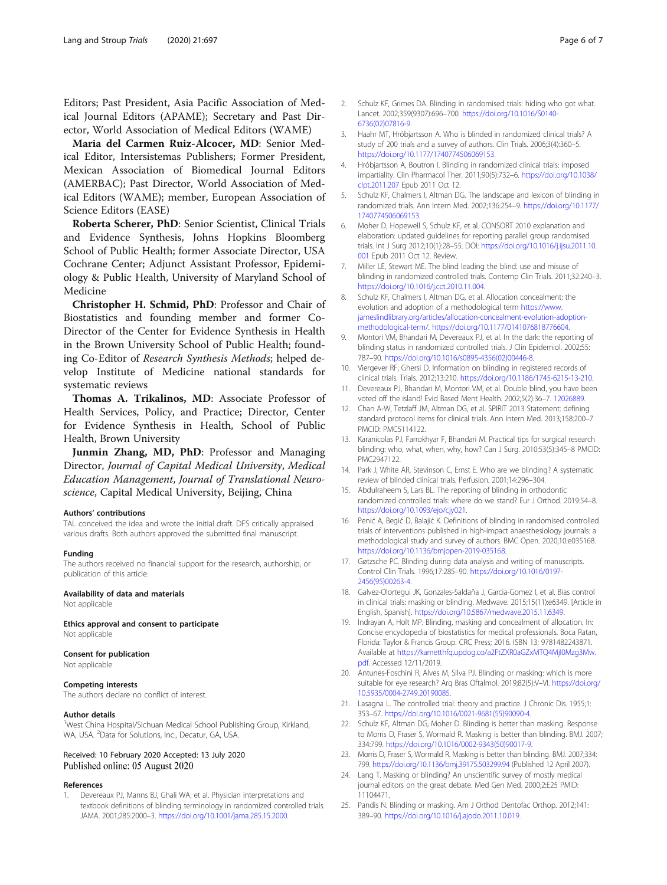Editors; Past President, Asia Pacific Association of Medical Journal Editors (APAME); Secretary and Past Director, World Association of Medical Editors (WAME)

**Maria del Carmen Ruiz-Alcocer, MD**: Senior Medical Editor, Intersistemas Publishers; Former President, Mexican Association of Biomedical Journal Editors (AMERBAC); Past Director, World Association of Medical Editors (WAME); member, European Association of Science Editors (EASE)

**Roberta Scherer, PhD**: Senior Scientist, Clinical Trials and Evidence Synthesis, Johns Hopkins Bloomberg School of Public Health; former Associate Director, USA Cochrane Center; Adjunct Assistant Professor, Epidemiology & Public Health, University of Maryland School of Medicine

**Christopher H. Schmid, PhD**: Professor and Chair of Biostatistics and founding member and former Co-Director of the Center for Evidence Synthesis in Health in the Brown University School of Public Health; founding Co-Editor of *Research Synthesis Methods*; helped develop Institute of Medicine national standards for systematic reviews

**Thomas A. Trikalinos, MD**: Associate Professor of Health Services, Policy, and Practice; Director, Center for Evidence Synthesis in Health, School of Public Health, Brown University

**Junmin Zhang, MD, PhD**: Professor and Managing Director, *Journal of Capital Medical University, Medical Education Management, Journal of Translational Neuroscience*, Capital Medical University, Beijing, China

#### Authors' contributions
TAL conceived the idea and wrote the initial draft. DFS critically appraised various drafts. Both authors approved the submitted final manuscript.

#### Funding
The authors received no financial support for the research, authorship, or publication of this article.

#### Availability of data and materials
Not applicable

#### Ethics approval and consent to participate
Not applicable

#### Consent for publication
Not applicable

#### Competing interests
The authors declare no conflict of interest.

#### Author details
[1]West China Hospital/Sichuan Medical School Publishing Group, Kirkland, WA, USA. [2]Data for Solutions, Inc., Decatur, GA, USA.

Received: 10 February 2020 Accepted: 13 July 2020
Published online: 05 August 2020

#### References

1. Devereaux PJ, Manns BJ, Ghali WA, et al. Physician interpretations and textbook definitions of blinding terminology in randomized controlled trials. JAMA. 2001;285:2000–3. https://doi.org/10.1001/jama.285.15.2000.
2. Schulz KF, Grimes DA. Blinding in randomised trials: hiding who got what. Lancet. 2002;359(9307):696–700. https://doi.org/10.1016/S0140-6736(02)07816-9.
3. Haahr MT, Hróbjartsson A. Who is blinded in randomized clinical trials? A study of 200 trials and a survey of authors. Clin Trials. 2006;3(4):360–5. https://doi.org/10.1177/1740774506069153.
4. Hróbjartsson A, Boutron I. Blinding in randomized clinical trials: imposed impartiality. Clin Pharmacol Ther. 2011;90(5):732–6. https://doi.org/10.1038/clpt.2011.207 Epub 2011 Oct 12.
5. Schulz KF, Chalmers I, Altman DG. The landscape and lexicon of blinding in randomized trials. Ann Intern Med. 2002;136:254–9. https://doi.org/10.1177/1740774506069153.
6. Moher D, Hopewell S, Schulz KF, et al. CONSORT 2010 explanation and elaboration: updated guidelines for reporting parallel group randomised trials. Int J Surg 2012;10(1):28–55. DOI: https://doi.org/10.1016/j.ijsu.2011.10.001 Epub 2011 Oct 12. Review.
7. Miller LE, Stewart ME. The blind leading the blind: use and misuse of blinding in randomized controlled trials. Contemp Clin Trials. 2011;32:240–3. https://doi.org/10.1016/j.cct.2010.11.004.
8. Schulz KF, Chalmers I, Altman DG, et al. Allocation concealment: the evolution and adoption of a methodological term https://www.jameslindlibrary.org/articles/allocation-concealment-evolution-adoption-methodological-term/. https://doi.org/10.1177/0141076818776604.
9. Montori VM, Bhandari M, Devereaux PJ, et al. In the dark: the reporting of blinding status in randomized controlled trials. J Clin Epidemiol. 2002;55:787–90. https://doi.org/10.1016/s0895-4356(02)00446-8.
10. Viergever RF, Ghersi D. Information on blinding in registered records of clinical trials. Trials. 2012;13:210. https://doi.org/10.1186/1745-6215-13-210.
11. Devereaux PJ, Bhandari M, Montori VM, et al. Double blind, you have been voted off the island! Evid Based Ment Health. 2002;5(2):36–7. 12026889.
12. Chan A-W, Tetzlaff JM, Altman DG, et al. SPIRIT 2013 Statement: defining standard protocol items for clinical trials. Ann Intern Med. 2013;158:200–7 PMCID: PMC5114122.
13. Karanicolas PJ, Farrokhyar F, Bhandari M. Practical tips for surgical research blinding: who, what, when, why, how? Can J Surg. 2010;53(5):345–8 PMCID: PMC2947122.
14. Park J, White AR, Stevinson C, Ernst E. Who are we blinding? A systematic review of blinded clinical trials. Perfusion. 2001;14:296–304.
15. Abdulraheem S, Lars BL. The reporting of blinding in orthodontic randomized controlled trials: where do we stand? Eur J Orthod. 2019:54–8. https://doi.org/10.1093/ejo/cjy021.
16. Penić A, Begić D, Balajić K. Definitions of blinding in randomised controlled trials of interventions published in high-impact anaesthesiology journals: a methodological study and survey of authors. BMC Open. 2020;10:e035168. https://doi.org/10.1136/bmjopen-2019-035168.
17. Gøtzsche PC. Blinding during data analysis and writing of manuscripts. Control Clin Trials. 1996;17:285–90. https://doi.org/10.1016/0197-2456(95)00263-4.
18. Galvez-Olortegui JK, Gonzales-Saldaña J, Garcia-Gomez I, et al. Bias control in clinical trials: masking or blinding. Medwave. 2015;15(11):e6349. [Article in English, Spanish]. https://doi.org/10.5867/medwave.2015.11.6349.
19. Indrayan A, Holt MP. Blinding, masking and concealment of allocation. In: Concise encyclopedia of biostatistics for medical professionals. Boca Ratan, Florida: Taylor & Francis Group. CRC Press; 2016. ISBN 13: 9781482243871. Available at https://kametthfq.updog.co/a2FtZXR0aGZxMTQ4MjI0Mzg3Mw.pdf. Accessed 12/11/2019.
20. Antunes-Foschini R, Alves M, Silva PJ. Blinding or masking: which is more suitable for eye research? Arq Bras Oftalmol. 2019;82(5):V–VI. https://doi.org/10.5935/0004-2749.20190085.
21. Lasagna L. The controlled trial: theory and practice. J Chronic Dis. 1955;1:353–67. https://doi.org/10.1016/0021-9681(55)90090-4.
22. Schulz KF, Altman DG, Moher D. Blinding is better than masking. Response to Morris D, Fraser S, Wormald R. Masking is better than blinding. BMJ. 2007;334:799. https://doi.org/10.1016/0002-9343(50)90017-9.
23. Morris D, Fraser S, Wormald R. Masking is better than blinding. BMJ. 2007;334:799. https://doi.org/10.1136/bmj.39175.503299.94 (Published 12 April 2007).
24. Lang T. Masking or blinding? An unscientific survey of mostly medical journal editors on the great debate. Med Gen Med. 2000;2:E25 PMID: 11104471.
25. Pandis N. Blinding or masking. Am J Orthod Dentofac Orthop. 2012;141:389–90. https://doi.org/10.1016/j.ajodo.2011.10.019.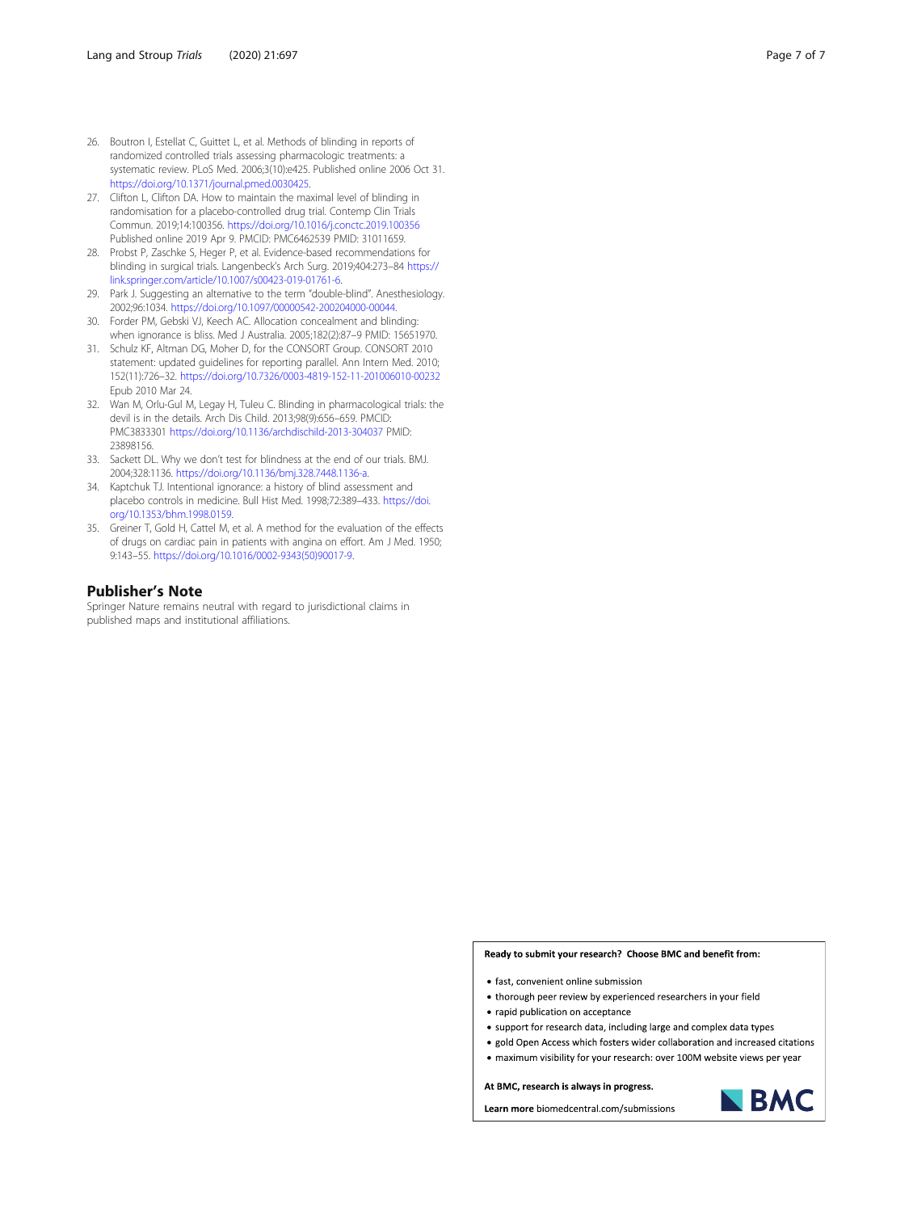26. Boutron I, Estellat C, Guittet L, et al. Methods of blinding in reports of randomized controlled trials assessing pharmacologic treatments: a systematic review. PLoS Med. 2006;3(10):e425. Published online 2006 Oct 31. https://doi.org/10.1371/journal.pmed.0030425.
27. Clifton L, Clifton DA. How to maintain the maximal level of blinding in randomisation for a placebo-controlled drug trial. Contemp Clin Trials Commun. 2019;14:100356. https://doi.org/10.1016/j.conctc.2019.100356 Published online 2019 Apr 9. PMCID: PMC6462539 PMID: 31011659.
28. Probst P, Zaschke S, Heger P, et al. Evidence-based recommendations for blinding in surgical trials. Langenbeck's Arch Surg. 2019;404:273–84 https://link.springer.com/article/10.1007/s00423-019-01761-6.
29. Park J. Suggesting an alternative to the term "double-blind". Anesthesiology. 2002;96:1034. https://doi.org/10.1097/00000542-200204000-00044.
30. Forder PM, Gebski VJ, Keech AC. Allocation concealment and blinding: when ignorance is bliss. Med J Australia. 2005;182(2):87–9 PMID: 15651970.
31. Schulz KF, Altman DG, Moher D, for the CONSORT Group. CONSORT 2010 statement: updated guidelines for reporting parallel. Ann Intern Med. 2010; 152(11):726–32. https://doi.org/10.7326/0003-4819-152-11-201006010-00232 Epub 2010 Mar 24.
32. Wan M, Orlu-Gul M, Legay H, Tuleu C. Blinding in pharmacological trials: the devil is in the details. Arch Dis Child. 2013;98(9):656–659. PMCID: PMC3833301 https://doi.org/10.1136/archdischild-2013-304037 PMID: 23898156.
33. Sackett DL. Why we don't test for blindness at the end of our trials. BMJ. 2004;328:1136. https://doi.org/10.1136/bmj.328.7448.1136-a.
34. Kaptchuk TJ. Intentional ignorance: a history of blind assessment and placebo controls in medicine. Bull Hist Med. 1998;72:389–433. https://doi.org/10.1353/bhm.1998.0159.
35. Greiner T, Gold H, Cattel M, et al. A method for the evaluation of the effects of drugs on cardiac pain in patients with angina on effort. Am J Med. 1950; 9:143–55. https://doi.org/10.1016/0002-9343(50)90017-9.

## Publisher's Note

Springer Nature remains neutral with regard to jurisdictional claims in published maps and institutional affiliations.

**Ready to submit your research? Choose BMC and benefit from:**

- fast, convenient online submission
- thorough peer review by experienced researchers in your field
- rapid publication on acceptance
- support for research data, including large and complex data types
- gold Open Access which fosters wider collaboration and increased citations
- maximum visibility for your research: over 100M website views per year

**At BMC, research is always in progress.**

**Learn more** biomedcentral.com/submissions

BMC